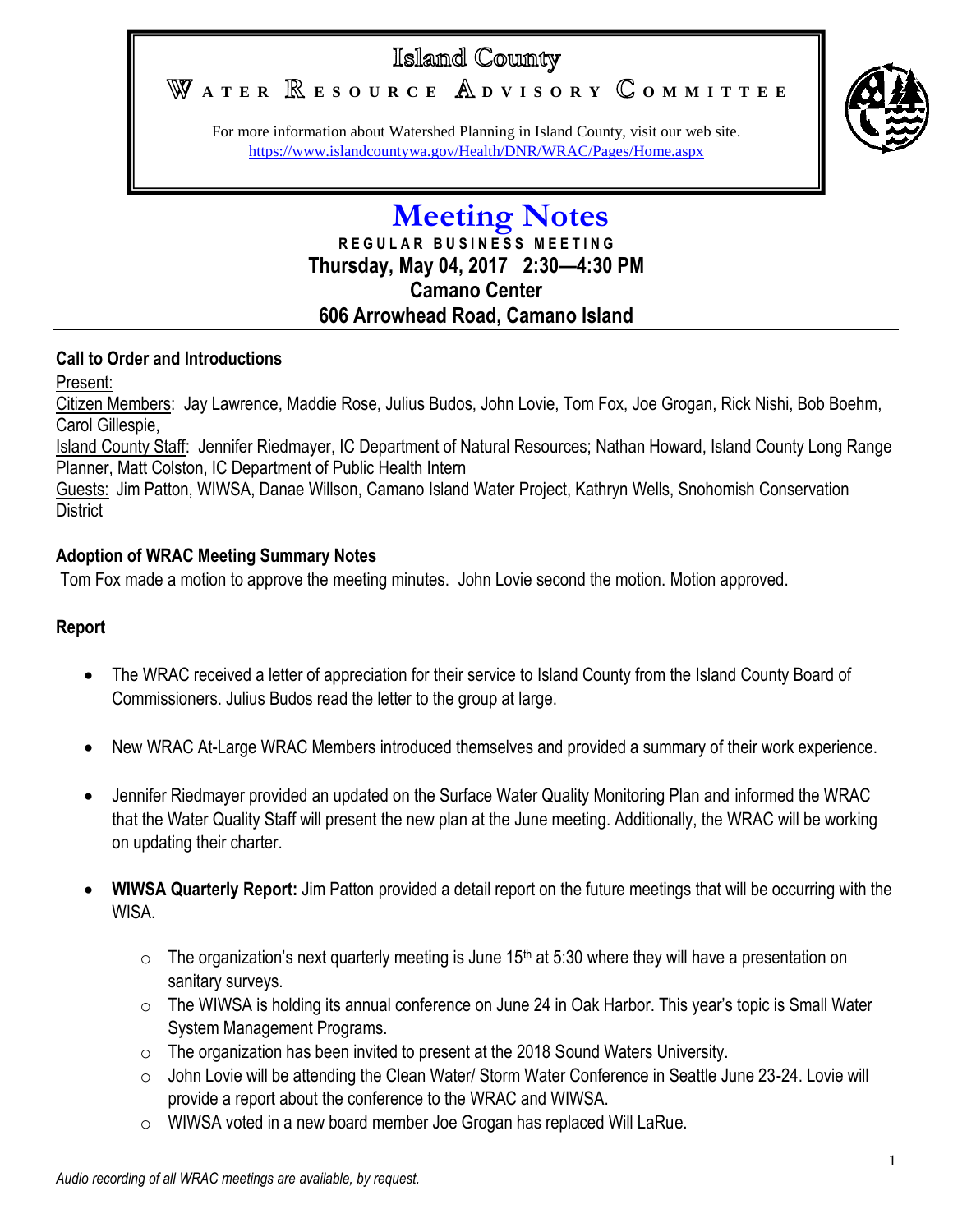# Island County

## WATER RESOURCE ADVISORY COMMITTEE

For more information about Watershed Planning in Island County, visit our web site.
https://www.islandcountywa.gov/Health/DNR/WRAC/Pages/Home.aspx

# Meeting Notes

**REGULAR BUSINESS MEETING**
**Thursday, May 04, 2017 2:30—4:30 PM**
**Camano Center**
**606 Arrowhead Road, Camano Island**

### Call to Order and Introductions

Present:

Citizen Members: Jay Lawrence, Maddie Rose, Julius Budos, John Lovie, Tom Fox, Joe Grogan, Rick Nishi, Bob Boehm, Carol Gillespie,

Island County Staff: Jennifer Riedmayer, IC Department of Natural Resources; Nathan Howard, Island County Long Range Planner, Matt Colston, IC Department of Public Health Intern

Guests: Jim Patton, WIWSA, Danae Willson, Camano Island Water Project, Kathryn Wells, Snohomish Conservation District

### Adoption of WRAC Meeting Summary Notes

Tom Fox made a motion to approve the meeting minutes. John Lovie second the motion. Motion approved.

### Report

- The WRAC received a letter of appreciation for their service to Island County from the Island County Board of Commissioners. Julius Budos read the letter to the group at large.
- New WRAC At-Large WRAC Members introduced themselves and provided a summary of their work experience.
- Jennifer Riedmayer provided an updated on the Surface Water Quality Monitoring Plan and informed the WRAC that the Water Quality Staff will present the new plan at the June meeting. Additionally, the WRAC will be working on updating their charter.
- **WIWSA Quarterly Report:** Jim Patton provided a detail report on the future meetings that will be occurring with the WISA.
  - The organization's next quarterly meeting is June 15th at 5:30 where they will have a presentation on sanitary surveys.
  - The WIWSA is holding its annual conference on June 24 in Oak Harbor. This year's topic is Small Water System Management Programs.
  - The organization has been invited to present at the 2018 Sound Waters University.
  - John Lovie will be attending the Clean Water/ Storm Water Conference in Seattle June 23-24. Lovie will provide a report about the conference to the WRAC and WIWSA.
  - WIWSA voted in a new board member Joe Grogan has replaced Will LaRue.

*Audio recording of all WRAC meetings are available, by request.*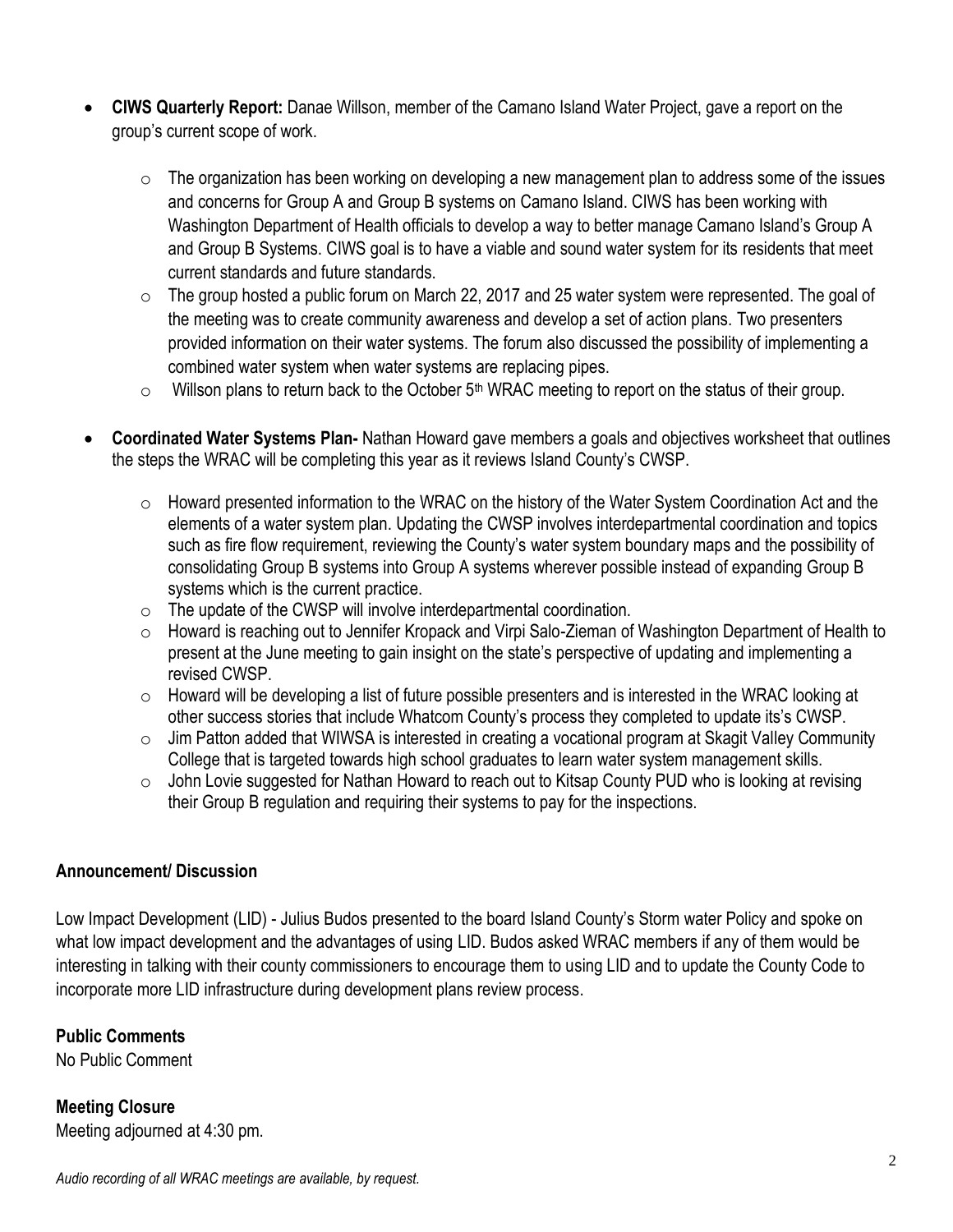- **CIWS Quarterly Report:** Danae Willson, member of the Camano Island Water Project, gave a report on the group's current scope of work.
  - The organization has been working on developing a new management plan to address some of the issues and concerns for Group A and Group B systems on Camano Island. CIWS has been working with Washington Department of Health officials to develop a way to better manage Camano Island's Group A and Group B Systems. CIWS goal is to have a viable and sound water system for its residents that meet current standards and future standards.
  - The group hosted a public forum on March 22, 2017 and 25 water system were represented. The goal of the meeting was to create community awareness and develop a set of action plans. Two presenters provided information on their water systems. The forum also discussed the possibility of implementing a combined water system when water systems are replacing pipes.
  - Willson plans to return back to the October 5th WRAC meeting to report on the status of their group.
- **Coordinated Water Systems Plan-** Nathan Howard gave members a goals and objectives worksheet that outlines the steps the WRAC will be completing this year as it reviews Island County's CWSP.
  - Howard presented information to the WRAC on the history of the Water System Coordination Act and the elements of a water system plan. Updating the CWSP involves interdepartmental coordination and topics such as fire flow requirement, reviewing the County's water system boundary maps and the possibility of consolidating Group B systems into Group A systems wherever possible instead of expanding Group B systems which is the current practice.
  - The update of the CWSP will involve interdepartmental coordination.
  - Howard is reaching out to Jennifer Kropack and Virpi Salo-Zieman of Washington Department of Health to present at the June meeting to gain insight on the state's perspective of updating and implementing a revised CWSP.
  - Howard will be developing a list of future possible presenters and is interested in the WRAC looking at other success stories that include Whatcom County's process they completed to update its's CWSP.
  - Jim Patton added that WIWSA is interested in creating a vocational program at Skagit Valley Community College that is targeted towards high school graduates to learn water system management skills.
  - John Lovie suggested for Nathan Howard to reach out to Kitsap County PUD who is looking at revising their Group B regulation and requiring their systems to pay for the inspections.

**Announcement/ Discussion**

Low Impact Development (LID) - Julius Budos presented to the board Island County's Storm water Policy and spoke on what low impact development and the advantages of using LID. Budos asked WRAC members if any of them would be interesting in talking with their county commissioners to encourage them to using LID and to update the County Code to incorporate more LID infrastructure during development plans review process.

**Public Comments**

No Public Comment

**Meeting Closure**

Meeting adjourned at 4:30 pm.

*Audio recording of all WRAC meetings are available, by request.*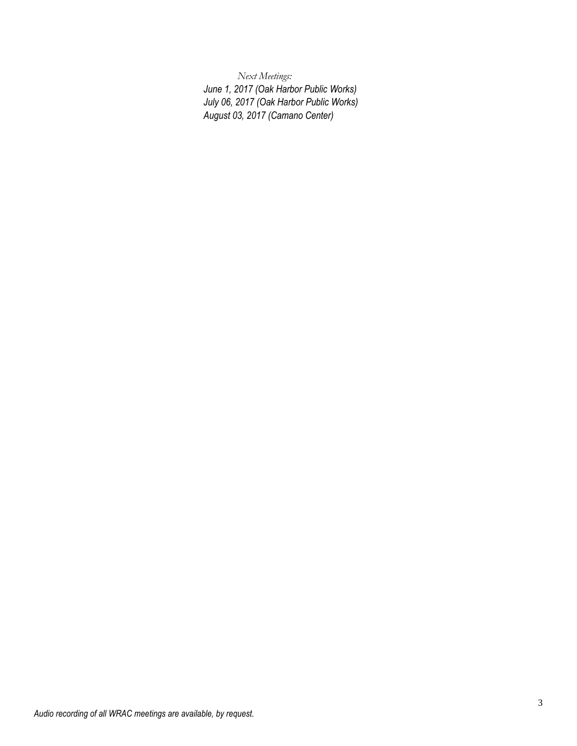*Next Meetings:*

*June 1, 2017 (Oak Harbor Public Works)*
*July 06, 2017 (Oak Harbor Public Works)*
*August 03, 2017 (Camano Center)*

*Audio recording of all WRAC meetings are available, by request.*